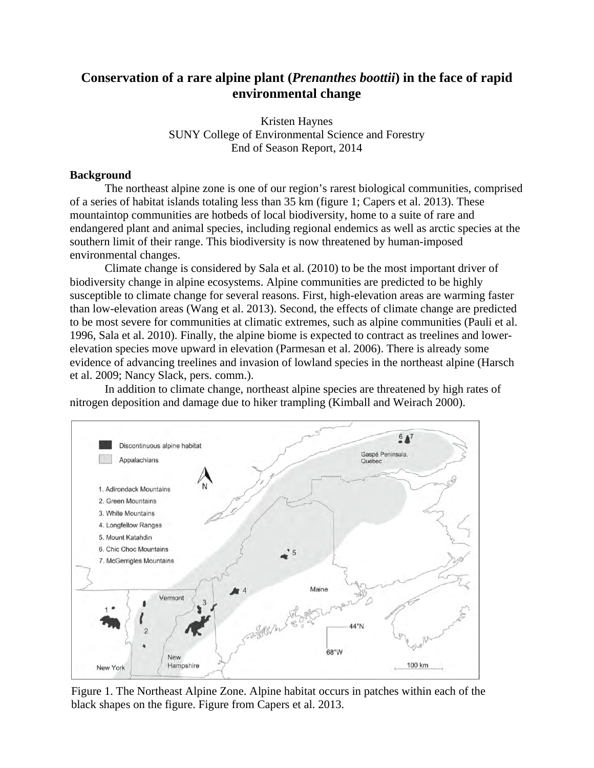# Conservation of a rare alpine plant (*Prenanthes boottii*) in the face of rapid environmental change

Kristen Haynes
SUNY College of Environmental Science and Forestry
End of Season Report, 2014

## Background

The northeast alpine zone is one of our region's rarest biological communities, comprised of a series of habitat islands totaling less than 35 km (figure 1; Capers et al. 2013). These mountaintop communities are hotbeds of local biodiversity, home to a suite of rare and endangered plant and animal species, including regional endemics as well as arctic species at the southern limit of their range. This biodiversity is now threatened by human-imposed environmental changes.

Climate change is considered by Sala et al. (2010) to be the most important driver of biodiversity change in alpine ecosystems. Alpine communities are predicted to be highly susceptible to climate change for several reasons. First, high-elevation areas are warming faster than low-elevation areas (Wang et al. 2013). Second, the effects of climate change are predicted to be most severe for communities at climatic extremes, such as alpine communities (Pauli et al. 1996, Sala et al. 2010). Finally, the alpine biome is expected to contract as treelines and lower-elevation species move upward in elevation (Parmesan et al. 2006). There is already some evidence of advancing treelines and invasion of lowland species in the northeast alpine (Harsch et al. 2009; Nancy Slack, pers. comm.).

In addition to climate change, northeast alpine species are threatened by high rates of nitrogen deposition and damage due to hiker trampling (Kimball and Weirach 2000).

Figure 1. The Northeast Alpine Zone. Alpine habitat occurs in patches within each of the black shapes on the figure. Figure from Capers et al. 2013.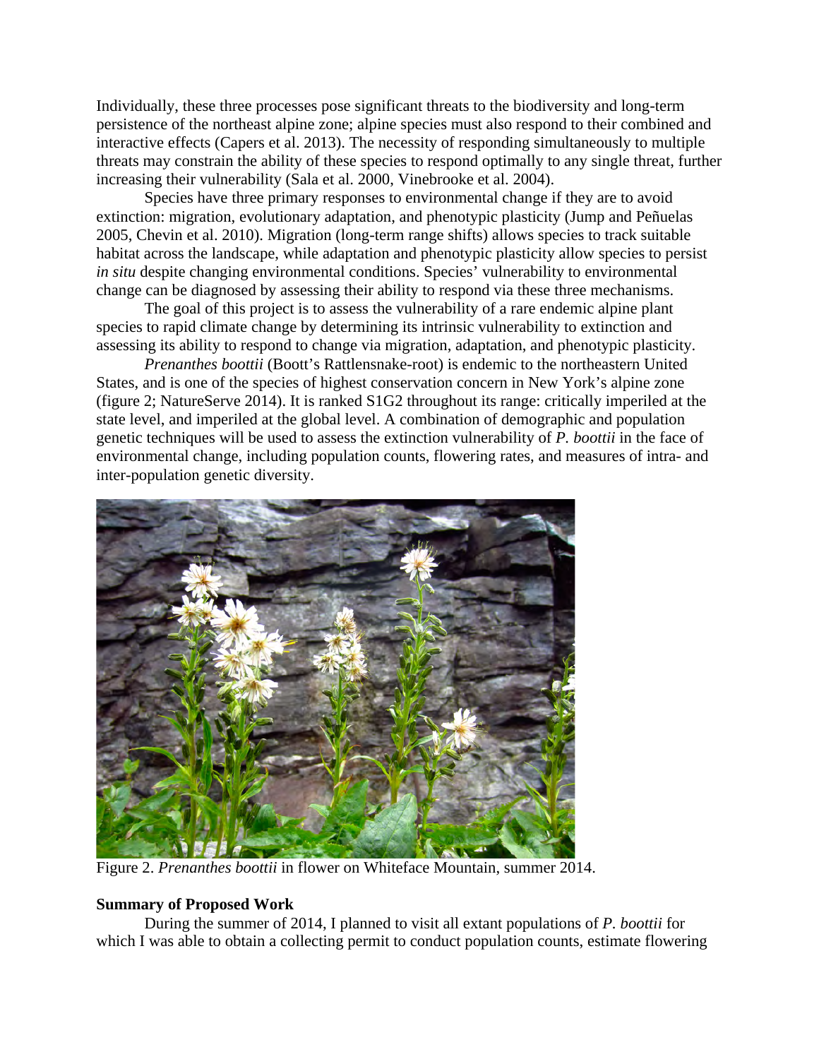Individually, these three processes pose significant threats to the biodiversity and long-term persistence of the northeast alpine zone; alpine species must also respond to their combined and interactive effects (Capers et al. 2013). The necessity of responding simultaneously to multiple threats may constrain the ability of these species to respond optimally to any single threat, further increasing their vulnerability (Sala et al. 2000, Vinebrooke et al. 2004).

Species have three primary responses to environmental change if they are to avoid extinction: migration, evolutionary adaptation, and phenotypic plasticity (Jump and Peñuelas 2005, Chevin et al. 2010). Migration (long-term range shifts) allows species to track suitable habitat across the landscape, while adaptation and phenotypic plasticity allow species to persist *in situ* despite changing environmental conditions. Species' vulnerability to environmental change can be diagnosed by assessing their ability to respond via these three mechanisms.

The goal of this project is to assess the vulnerability of a rare endemic alpine plant species to rapid climate change by determining its intrinsic vulnerability to extinction and assessing its ability to respond to change via migration, adaptation, and phenotypic plasticity.

*Prenanthes boottii* (Boott's Rattlensnake-root) is endemic to the northeastern United States, and is one of the species of highest conservation concern in New York's alpine zone (figure 2; NatureServe 2014). It is ranked S1G2 throughout its range: critically imperiled at the state level, and imperiled at the global level. A combination of demographic and population genetic techniques will be used to assess the extinction vulnerability of *P. boottii* in the face of environmental change, including population counts, flowering rates, and measures of intra- and inter-population genetic diversity.

Figure 2. *Prenanthes boottii* in flower on Whiteface Mountain, summer 2014.

**Summary of Proposed Work**

During the summer of 2014, I planned to visit all extant populations of *P. boottii* for which I was able to obtain a collecting permit to conduct population counts, estimate flowering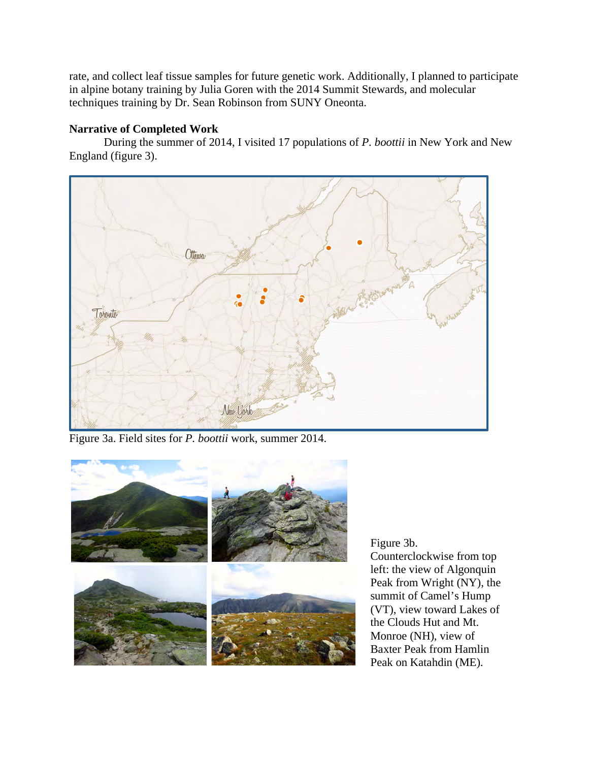rate, and collect leaf tissue samples for future genetic work. Additionally, I planned to participate in alpine botany training by Julia Goren with the 2014 Summit Stewards, and molecular techniques training by Dr. Sean Robinson from SUNY Oneonta.

**Narrative of Completed Work**

During the summer of 2014, I visited 17 populations of *P. boottii* in New York and New England (figure 3).

Figure 3a. Field sites for *P. boottii* work, summer 2014.

Figure 3b. Counterclockwise from top left: the view of Algonquin Peak from Wright (NY), the summit of Camel's Hump (VT), view toward Lakes of the Clouds Hut and Mt. Monroe (NH), view of Baxter Peak from Hamlin Peak on Katahdin (ME).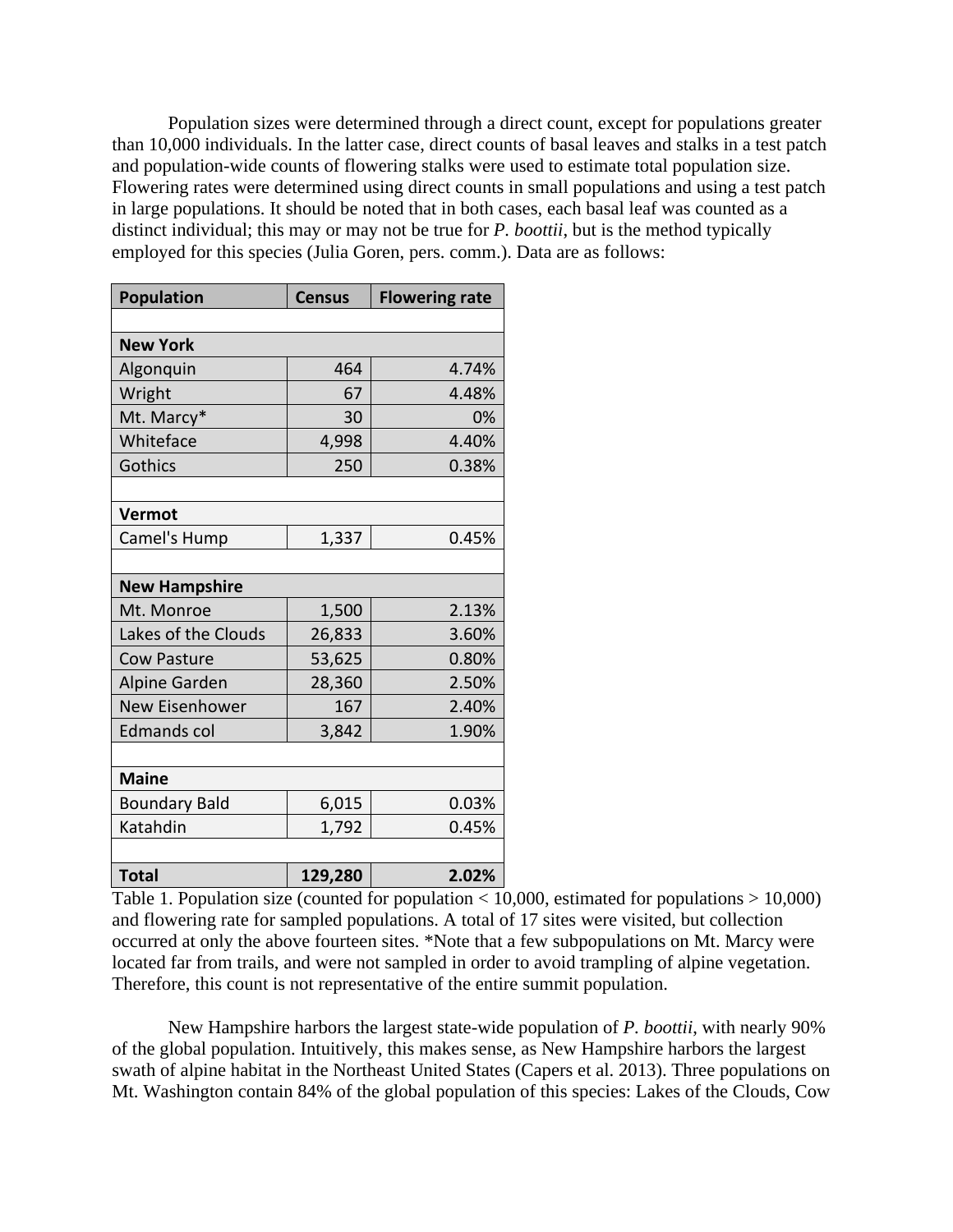Population sizes were determined through a direct count, except for populations greater than 10,000 individuals. In the latter case, direct counts of basal leaves and stalks in a test patch and population-wide counts of flowering stalks were used to estimate total population size. Flowering rates were determined using direct counts in small populations and using a test patch in large populations. It should be noted that in both cases, each basal leaf was counted as a distinct individual; this may or may not be true for *P. boottii*, but is the method typically employed for this species (Julia Goren, pers. comm.). Data are as follows:

| Population | Census | Flowering rate |
|---|---|---|
| | | |
| **New York** | | |
| Algonquin | 464 | 4.74% |
| Wright | 67 | 4.48% |
| Mt. Marcy* | 30 | 0% |
| Whiteface | 4,998 | 4.40% |
| Gothics | 250 | 0.38% |
| | | |
| **Vermot** | | |
| Camel's Hump | 1,337 | 0.45% |
| | | |
| **New Hampshire** | | |
| Mt. Monroe | 1,500 | 2.13% |
| Lakes of the Clouds | 26,833 | 3.60% |
| Cow Pasture | 53,625 | 0.80% |
| Alpine Garden | 28,360 | 2.50% |
| New Eisenhower | 167 | 2.40% |
| Edmands col | 3,842 | 1.90% |
| | | |
| **Maine** | | |
| Boundary Bald | 6,015 | 0.03% |
| Katahdin | 1,792 | 0.45% |
| | | |
| **Total** | **129,280** | **2.02%** |

Table 1. Population size (counted for population < 10,000, estimated for populations > 10,000) and flowering rate for sampled populations. A total of 17 sites were visited, but collection occurred at only the above fourteen sites. *Note that a few subpopulations on Mt. Marcy were located far from trails, and were not sampled in order to avoid trampling of alpine vegetation. Therefore, this count is not representative of the entire summit population.

New Hampshire harbors the largest state-wide population of *P. boottii*, with nearly 90% of the global population. Intuitively, this makes sense, as New Hampshire harbors the largest swath of alpine habitat in the Northeast United States (Capers et al. 2013). Three populations on Mt. Washington contain 84% of the global population of this species: Lakes of the Clouds, Cow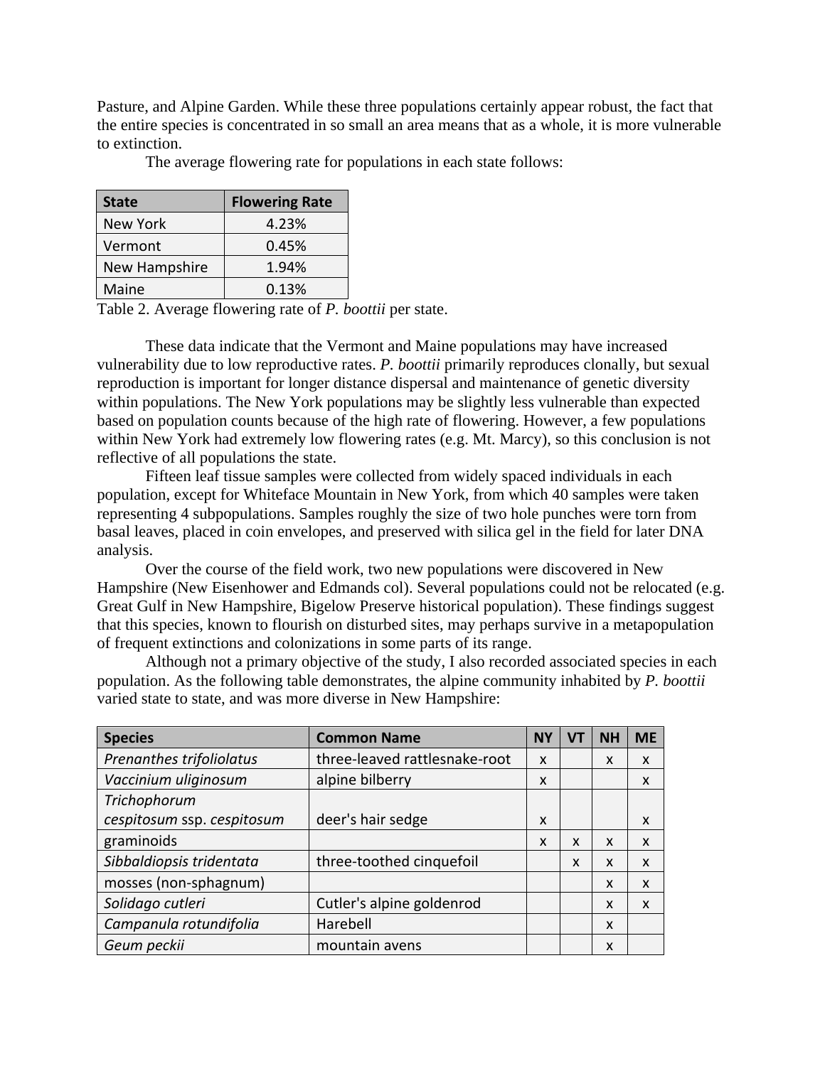Pasture, and Alpine Garden. While these three populations certainly appear robust, the fact that the entire species is concentrated in so small an area means that as a whole, it is more vulnerable to extinction.

The average flowering rate for populations in each state follows:

| State | Flowering Rate |
|---|---|
| New York | 4.23% |
| Vermont | 0.45% |
| New Hampshire | 1.94% |
| Maine | 0.13% |

Table 2. Average flowering rate of *P. boottii* per state.

These data indicate that the Vermont and Maine populations may have increased vulnerability due to low reproductive rates. *P. boottii* primarily reproduces clonally, but sexual reproduction is important for longer distance dispersal and maintenance of genetic diversity within populations. The New York populations may be slightly less vulnerable than expected based on population counts because of the high rate of flowering. However, a few populations within New York had extremely low flowering rates (e.g. Mt. Marcy), so this conclusion is not reflective of all populations the state.

Fifteen leaf tissue samples were collected from widely spaced individuals in each population, except for Whiteface Mountain in New York, from which 40 samples were taken representing 4 subpopulations. Samples roughly the size of two hole punches were torn from basal leaves, placed in coin envelopes, and preserved with silica gel in the field for later DNA analysis.

Over the course of the field work, two new populations were discovered in New Hampshire (New Eisenhower and Edmands col). Several populations could not be relocated (e.g. Great Gulf in New Hampshire, Bigelow Preserve historical population). These findings suggest that this species, known to flourish on disturbed sites, may perhaps survive in a metapopulation of frequent extinctions and colonizations in some parts of its range.

Although not a primary objective of the study, I also recorded associated species in each population. As the following table demonstrates, the alpine community inhabited by *P. boottii* varied state to state, and was more diverse in New Hampshire:

| Species | Common Name | NY | VT | NH | ME |
|---|---|---|---|---|---|
| *Prenanthes trifoliolatus* | three-leaved rattlesnake-root | x | | x | x |
| *Vaccinium uliginosum* | alpine bilberry | x | | | x |
| *Trichophorum cespitosum* ssp. *cespitosum* | deer's hair sedge | x | | | x |
| graminoids | | x | x | x | x |
| *Sibbaldiopsis tridentata* | three-toothed cinquefoil | | x | x | x |
| mosses (non-sphagnum) | | | | x | x |
| *Solidago cutleri* | Cutler's alpine goldenrod | | | x | x |
| *Campanula rotundifolia* | Harebell | | | x | |
| *Geum peckii* | mountain avens | | | x | |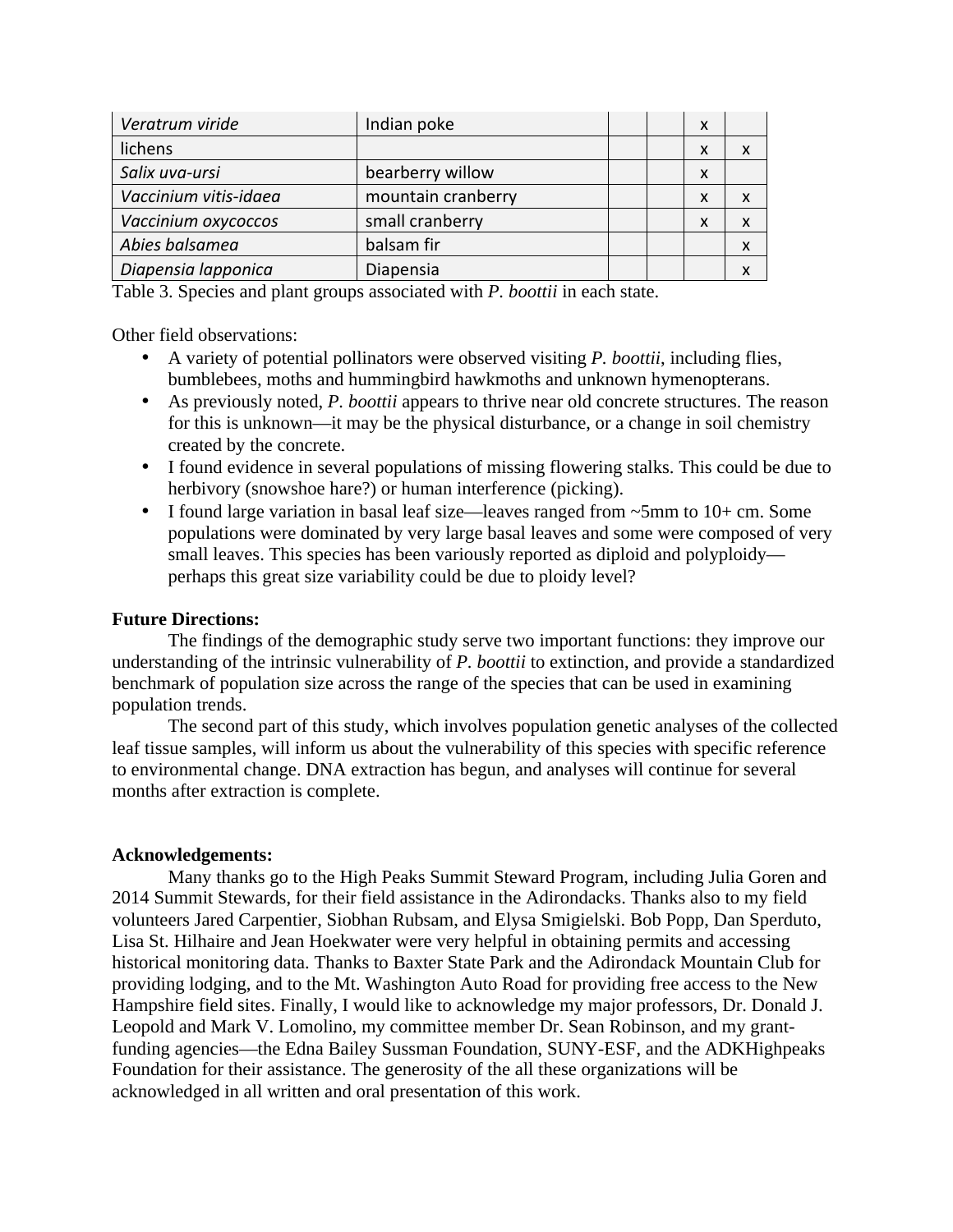| | | | | | |
|---|---|---|---|---|---|
| *Veratrum viride* | Indian poke | | | x | |
| lichens | | | | x | x |
| *Salix uva-ursi* | bearberry willow | | | x | |
| *Vaccinium vitis-idaea* | mountain cranberry | | | x | x |
| *Vaccinium oxycoccos* | small cranberry | | | x | x |
| *Abies balsamea* | balsam fir | | | | x |
| *Diapensia lapponica* | Diapensia | | | | x |

Table 3. Species and plant groups associated with *P. boottii* in each state.

Other field observations:

- A variety of potential pollinators were observed visiting *P. boottii*, including flies, bumblebees, moths and hummingbird hawkmoths and unknown hymenopterans.
- As previously noted, *P. boottii* appears to thrive near old concrete structures. The reason for this is unknown—it may be the physical disturbance, or a change in soil chemistry created by the concrete.
- I found evidence in several populations of missing flowering stalks. This could be due to herbivory (snowshoe hare?) or human interference (picking).
- I found large variation in basal leaf size—leaves ranged from ~5mm to 10+ cm. Some populations were dominated by very large basal leaves and some were composed of very small leaves. This species has been variously reported as diploid and polyploidy—perhaps this great size variability could be due to ploidy level?

**Future Directions:**

The findings of the demographic study serve two important functions: they improve our understanding of the intrinsic vulnerability of *P. boottii* to extinction, and provide a standardized benchmark of population size across the range of the species that can be used in examining population trends.

The second part of this study, which involves population genetic analyses of the collected leaf tissue samples, will inform us about the vulnerability of this species with specific reference to environmental change. DNA extraction has begun, and analyses will continue for several months after extraction is complete.

**Acknowledgements:**

Many thanks go to the High Peaks Summit Steward Program, including Julia Goren and 2014 Summit Stewards, for their field assistance in the Adirondacks. Thanks also to my field volunteers Jared Carpentier, Siobhan Rubsam, and Elysa Smigielski. Bob Popp, Dan Sperduto, Lisa St. Hilhaire and Jean Hoekwater were very helpful in obtaining permits and accessing historical monitoring data. Thanks to Baxter State Park and the Adirondack Mountain Club for providing lodging, and to the Mt. Washington Auto Road for providing free access to the New Hampshire field sites. Finally, I would like to acknowledge my major professors, Dr. Donald J. Leopold and Mark V. Lomolino, my committee member Dr. Sean Robinson, and my grant-funding agencies—the Edna Bailey Sussman Foundation, SUNY-ESF, and the ADKHighpeaks Foundation for their assistance. The generosity of the all these organizations will be acknowledged in all written and oral presentation of this work.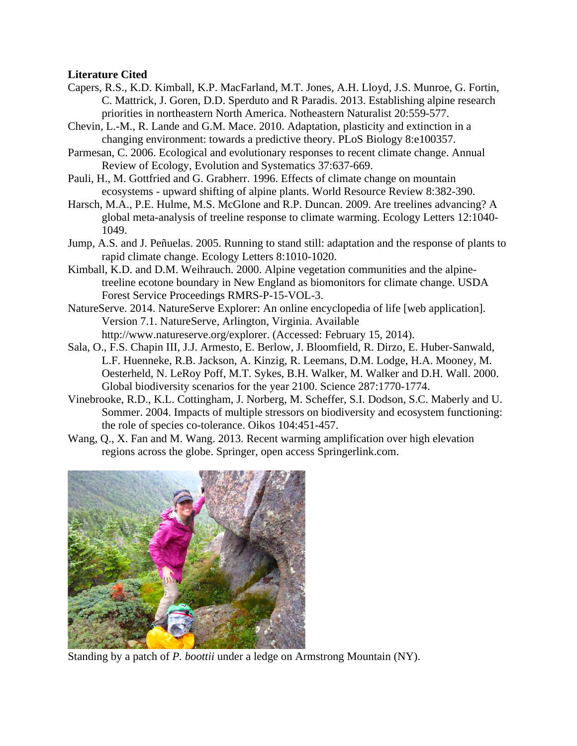**Literature Cited**

Capers, R.S., K.D. Kimball, K.P. MacFarland, M.T. Jones, A.H. Lloyd, J.S. Munroe, G. Fortin, C. Mattrick, J. Goren, D.D. Sperduto and R Paradis. 2013. Establishing alpine research priorities in northeastern North America. Notheastern Naturalist 20:559-577.

Chevin, L.-M., R. Lande and G.M. Mace. 2010. Adaptation, plasticity and extinction in a changing environment: towards a predictive theory. PLoS Biology 8:e100357.

Parmesan, C. 2006. Ecological and evolutionary responses to recent climate change. Annual Review of Ecology, Evolution and Systematics 37:637-669.

Pauli, H., M. Gottfried and G. Grabherr. 1996. Effects of climate change on mountain ecosystems - upward shifting of alpine plants. World Resource Review 8:382-390.

Harsch, M.A., P.E. Hulme, M.S. McGlone and R.P. Duncan. 2009. Are treelines advancing? A global meta-analysis of treeline response to climate warming. Ecology Letters 12:1040-1049.

Jump, A.S. and J. Peñuelas. 2005. Running to stand still: adaptation and the response of plants to rapid climate change. Ecology Letters 8:1010-1020.

Kimball, K.D. and D.M. Weihrauch. 2000. Alpine vegetation communities and the alpine-treeline ecotone boundary in New England as biomonitors for climate change. USDA Forest Service Proceedings RMRS-P-15-VOL-3.

NatureServe. 2014. NatureServe Explorer: An online encyclopedia of life [web application]. Version 7.1. NatureServe, Arlington, Virginia. Available http://www.natureserve.org/explorer. (Accessed: February 15, 2014).

Sala, O., F.S. Chapin III, J.J. Armesto, E. Berlow, J. Bloomfield, R. Dirzo, E. Huber-Sanwald, L.F. Huenneke, R.B. Jackson, A. Kinzig, R. Leemans, D.M. Lodge, H.A. Mooney, M. Oesterheld, N. LeRoy Poff, M.T. Sykes, B.H. Walker, M. Walker and D.H. Wall. 2000. Global biodiversity scenarios for the year 2100. Science 287:1770-1774.

Vinebrooke, R.D., K.L. Cottingham, J. Norberg, M. Scheffer, S.I. Dodson, S.C. Maberly and U. Sommer. 2004. Impacts of multiple stressors on biodiversity and ecosystem functioning: the role of species co-tolerance. Oikos 104:451-457.

Wang, Q., X. Fan and M. Wang. 2013. Recent warming amplification over high elevation regions across the globe. Springer, open access Springerlink.com.

Standing by a patch of *P. boottii* under a ledge on Armstrong Mountain (NY).